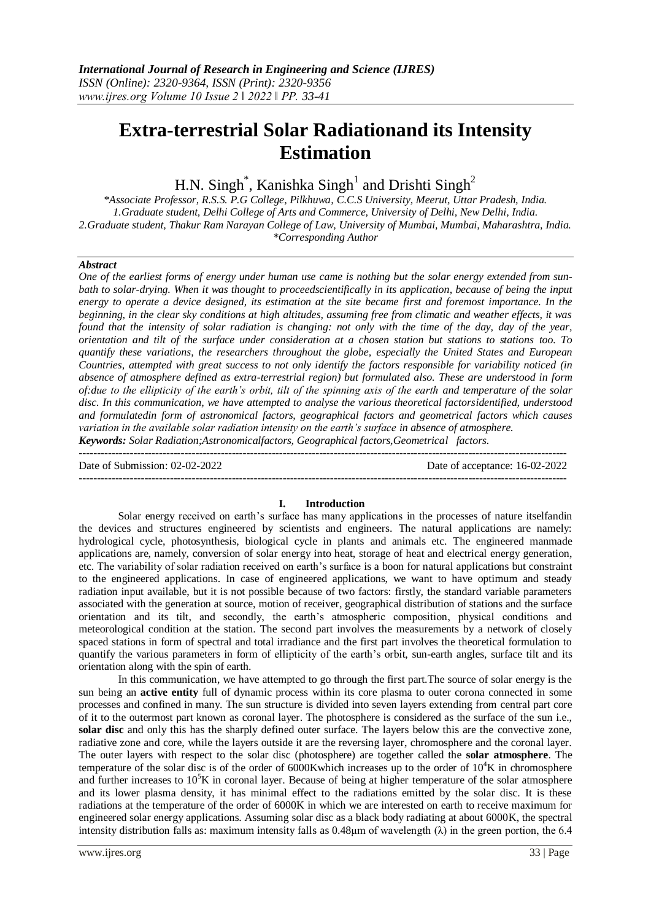# Extra-terrestrial Solar Radiationand its Intensity Estimation

H.N. Singh*, Kanishka Singh[1] and Drishti Singh[2]

*\*Associate Professor, R.S.S. P.G College, Pilkhuwa, C.C.S University, Meerut, Uttar Pradesh, India.*
*1.Graduate student, Delhi College of Arts and Commerce, University of Delhi, New Delhi, India.*
*2.Graduate student, Thakur Ram Narayan College of Law, University of Mumbai, Mumbai, Maharashtra, India.*
*\*Corresponding Author*

### *Abstract*

*One of the earliest forms of energy under human use came is nothing but the solar energy extended from sun-bath to solar-drying. When it was thought to proceedscientifically in its application, because of being the input energy to operate a device designed, its estimation at the site became first and foremost importance. In the beginning, in the clear sky conditions at high altitudes, assuming free from climatic and weather effects, it was found that the intensity of solar radiation is changing: not only with the time of the day, day of the year, orientation and tilt of the surface under consideration at a chosen station but stations to stations too. To quantify these variations, the researchers throughout the globe, especially the United States and European Countries, attempted with great success to not only identify the factors responsible for variability noticed (in absence of atmosphere defined as extra-terrestrial region) but formulated also. These are understood in form of:due to the ellipticity of the earth's orbit, tilt of the spinning axis of the earth and temperature of the solar disc. In this communication, we have attempted to analyse the various theoretical factorsidentified, understood and formulatedin form of astronomical factors, geographical factors and geometrical factors which causes variation in the available solar radiation intensity on the earth's surface in absence of atmosphere.*

***Keywords:** Solar Radiation;Astronomicalfactors, Geographical factors,Geometrical factors.*

---

Date of Submission: 02-02-2022 | Date of acceptance: 16-02-2022

---

## I. Introduction

Solar energy received on earth's surface has many applications in the processes of nature itselfandin the devices and structures engineered by scientists and engineers. The natural applications are namely: hydrological cycle, photosynthesis, biological cycle in plants and animals etc. The engineered manmade applications are, namely, conversion of solar energy into heat, storage of heat and electrical energy generation, etc. The variability of solar radiation received on earth's surface is a boon for natural applications but constraint to the engineered applications. In case of engineered applications, we want to have optimum and steady radiation input available, but it is not possible because of two factors: firstly, the standard variable parameters associated with the generation at source, motion of receiver, geographical distribution of stations and the surface orientation and its tilt, and secondly, the earth's atmospheric composition, physical conditions and meteorological condition at the station. The second part involves the measurements by a network of closely spaced stations in form of spectral and total irradiance and the first part involves the theoretical formulation to quantify the various parameters in form of ellipticity of the earth's orbit, sun-earth angles, surface tilt and its orientation along with the spin of earth.

In this communication, we have attempted to go through the first part.The source of solar energy is the sun being an **active entity** full of dynamic process within its core plasma to outer corona connected in some processes and confined in many. The sun structure is divided into seven layers extending from central part core of it to the outermost part known as coronal layer. The photosphere is considered as the surface of the sun i.e., **solar disc** and only this has the sharply defined outer surface. The layers below this are the convective zone, radiative zone and core, while the layers outside it are the reversing layer, chromosphere and the coronal layer. The outer layers with respect to the solar disc (photosphere) are together called the **solar atmosphere**. The temperature of the solar disc is of the order of 6000Kwhich increases up to the order of $10^4$K in chromosphere and further increases to $10^5$K in coronal layer. Because of being at higher temperature of the solar atmosphere and its lower plasma density, it has minimal effect to the radiations emitted by the solar disc. It is these radiations at the temperature of the order of 6000K in which we are interested on earth to receive maximum for engineered solar energy applications. Assuming solar disc as a black body radiating at about 6000K, the spectral intensity distribution falls as: maximum intensity falls as 0.48μm of wavelength (λ) in the green portion, the 6.4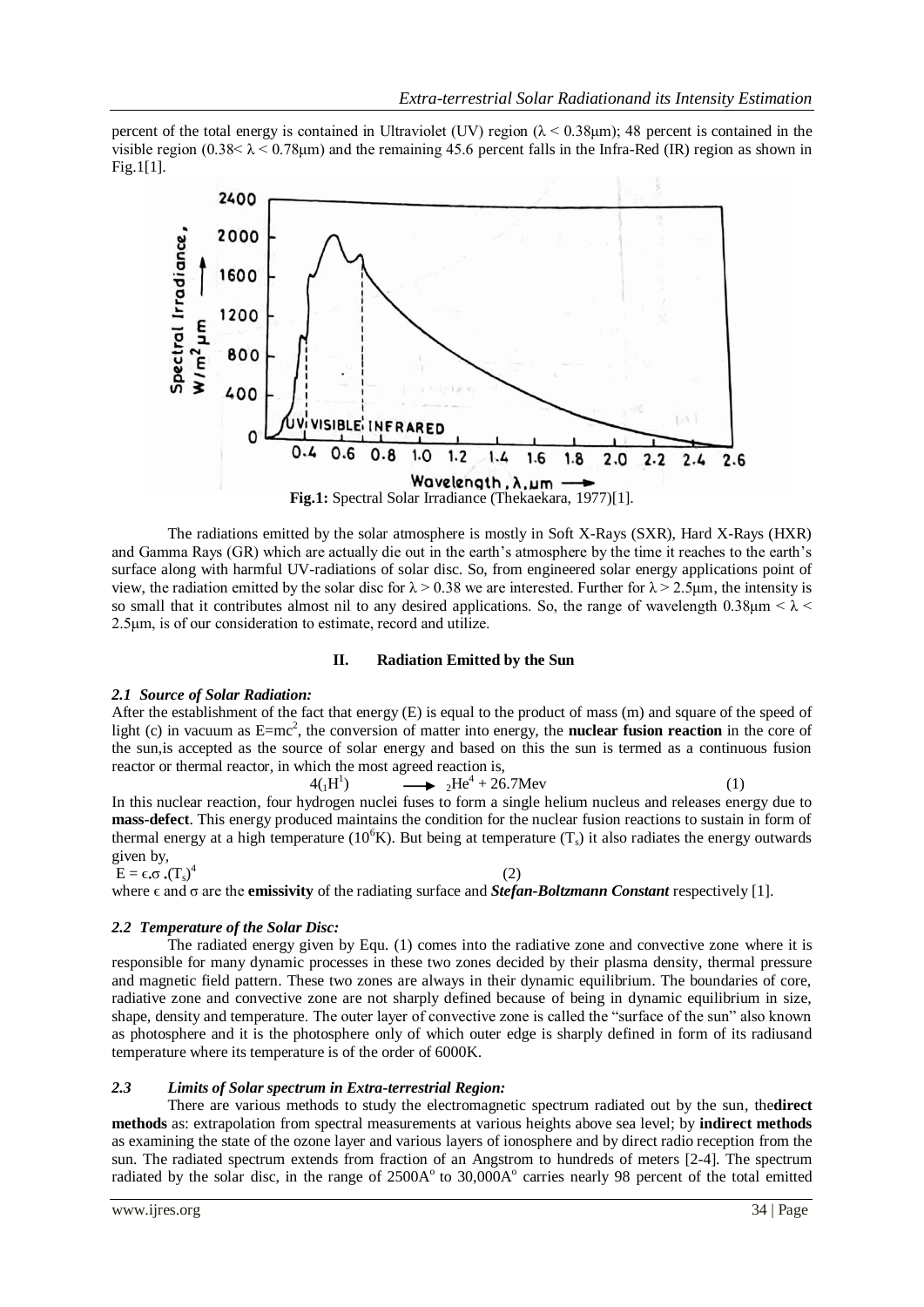percent of the total energy is contained in Ultraviolet (UV) region ($\lambda < 0.38\mu m$); 48 percent is contained in the visible region ($0.38 < \lambda < 0.78\mu m$) and the remaining 45.6 percent falls in the Infra-Red (IR) region as shown in Fig.1[1].

**Fig.1:** Spectral Solar Irradiance (Thekaekara, 1977)[1].

The radiations emitted by the solar atmosphere is mostly in Soft X-Rays (SXR), Hard X-Rays (HXR) and Gamma Rays (GR) which are actually die out in the earth's atmosphere by the time it reaches to the earth's surface along with harmful UV-radiations of solar disc. So, from engineered solar energy applications point of view, the radiation emitted by the solar disc for $\lambda > 0.38$ we are interested. Further for $\lambda > 2.5\mu m$, the intensity is so small that it contributes almost nil to any desired applications. So, the range of wavelength $0.38\mu m < \lambda < 2.5\mu m$, is of our consideration to estimate, record and utilize.

## II. Radiation Emitted by the Sun

### *2.1 Source of Solar Radiation:*

After the establishment of the fact that energy (E) is equal to the product of mass (m) and square of the speed of light (c) in vacuum as $E=mc^2$, the conversion of matter into energy, the **nuclear fusion reaction** in the core of the sun,is accepted as the source of solar energy and based on this the sun is termed as a continuous fusion reactor or thermal reactor, in which the most agreed reaction is,

$$4({}_1H^1) \longrightarrow {}_2He^4 + 26.7Mev \qquad (1)$$

In this nuclear reaction, four hydrogen nuclei fuses to form a single helium nucleus and releases energy due to **mass-defect**. This energy produced maintains the condition for the nuclear fusion reactions to sustain in form of thermal energy at a high temperature ($10^6$K). But being at temperature ($T_s$) it also radiates the energy outwards given by,

$$E = \epsilon.\sigma.(T_s)^4 \qquad (2)$$

where $\epsilon$ and $\sigma$ are the **emissivity** of the radiating surface and ***Stefan-Boltzmann Constant*** respectively [1].

### *2.2 Temperature of the Solar Disc:*

The radiated energy given by Equ. (1) comes into the radiative zone and convective zone where it is responsible for many dynamic processes in these two zones decided by their plasma density, thermal pressure and magnetic field pattern. These two zones are always in their dynamic equilibrium. The boundaries of core, radiative zone and convective zone are not sharply defined because of being in dynamic equilibrium in size, shape, density and temperature. The outer layer of convective zone is called the "surface of the sun" also known as photosphere and it is the photosphere only of which outer edge is sharply defined in form of its radiusand temperature where its temperature is of the order of 6000K.

### *2.3 Limits of Solar spectrum in Extra-terrestrial Region:*

There are various methods to study the electromagnetic spectrum radiated out by the sun, the**direct methods** as: extrapolation from spectral measurements at various heights above sea level; by **indirect methods** as examining the state of the ozone layer and various layers of ionosphere and by direct radio reception from the sun. The radiated spectrum extends from fraction of an Angstrom to hundreds of meters [2-4]. The spectrum radiated by the solar disc, in the range of 2500A$^o$ to 30,000A$^o$ carries nearly 98 percent of the total emitted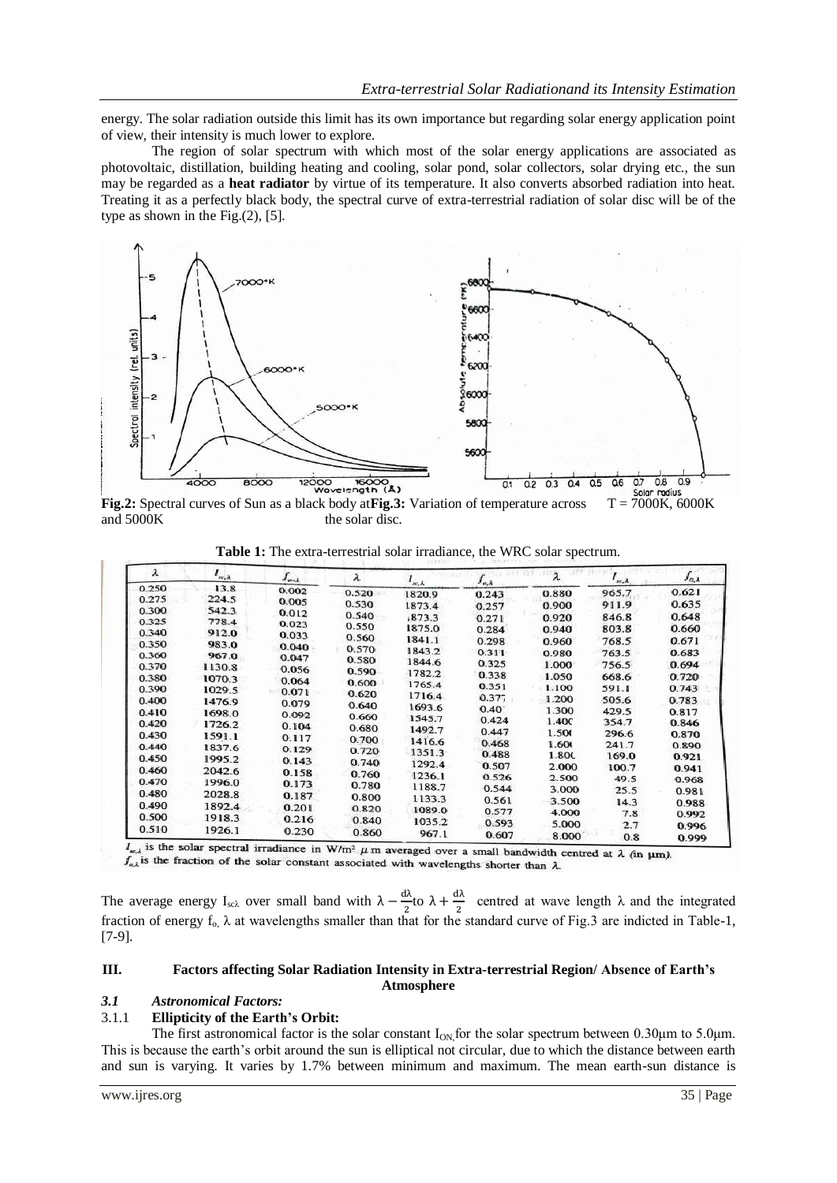energy. The solar radiation outside this limit has its own importance but regarding solar energy application point of view, their intensity is much lower to explore.

The region of solar spectrum with which most of the solar energy applications are associated as photovoltaic, distillation, building heating and cooling, solar pond, solar collectors, solar drying etc., the sun may be regarded as a **heat radiator** by virtue of its temperature. It also converts absorbed radiation into heat. Treating it as a perfectly black body, the spectral curve of extra-terrestrial radiation of solar disc will be of the type as shown in the Fig.(2), [5].

**Fig.2:** Spectral curves of Sun as a black body at T = 7000K, 6000K and 5000K

**Fig.3:** Variation of temperature across the solar disc.

**Table 1:** The extra-terrestrial solar irradiance, the WRC solar spectrum.

| $\lambda$ | $I_{sc,\lambda}$ | $f_{o-\lambda}$ | $\lambda$ | $I_{sc,\lambda}$ | $f_{o,\lambda}$ | $\lambda$ | $I_{sc,\lambda}$ | $f_{o,\lambda}$ |
|---|---|---|---|---|---|---|---|---|
| 0.250 | 13.8 | 0.002 | 0.520 | 1820.9 | 0.243 | 0.880 | 965.7 | 0.621 |
| 0.275 | 224.5 | 0.005 | 0.530 | 1873.4 | 0.257 | 0.900 | 911.9 | 0.635 |
| 0.300 | 542.3 | 0.012 | 0.540 | 1873.3 | 0.271 | 0.920 | 846.8 | 0.648 |
| 0.325 | 778.4 | 0.023 | 0.550 | 1875.0 | 0.284 | 0.940 | 803.8 | 0.660 |
| 0.340 | 912.0 | 0.033 | 0.560 | 1841.1 | 0.298 | 0.960 | 768.5 | 0.671 |
| 0.350 | 983.0 | 0.040 | 0.570 | 1843.2 | 0.311 | 0.980 | 763.5 | 0.683 |
| 0.360 | 967.0 | 0.047 | 0.580 | 1844.6 | 0.325 | 1.000 | 756.5 | 0.694 |
| 0.370 | 1130.8 | 0.056 | 0.590 | 1782.2 | 0.338 | 1.050 | 668.6 | 0.720 |
| 0.380 | 1070.3 | 0.064 | 0.600 | 1765.4 | 0.351 | 1.100 | 591.1 | 0.743 |
| 0.390 | 1029.5 | 0.071 | 0.620 | 1716.4 | 0.377 | 1.200 | 505.6 | 0.783 |
| 0.400 | 1476.9 | 0.079 | 0.640 | 1693.6 | 0.401 | 1.300 | 429.5 | 0.817 |
| 0.410 | 1698.0 | 0.092 | 0.660 | 1545.7 | 0.424 | 1.400 | 354.7 | 0.846 |
| 0.420 | 1726.2 | 0.104 | 0.680 | 1492.7 | 0.447 | 1.500 | 296.6 | 0.870 |
| 0.430 | 1591.1 | 0.117 | 0.700 | 1416.6 | 0.468 | 1.600 | 241.7 | 0.890 |
| 0.440 | 1837.6 | 0.129 | 0.720 | 1351.3 | 0.488 | 1.800 | 169.0 | 0.921 |
| 0.450 | 1995.2 | 0.143 | 0.740 | 1292.4 | 0.507 | 2.000 | 100.7 | 0.941 |
| 0.460 | 2042.6 | 0.158 | 0.760 | 1236.1 | 0.526 | 2.500 | 49.5 | 0.968 |
| 0.470 | 1996.0 | 0.173 | 0.780 | 1188.7 | 0.544 | 3.000 | 25.5 | 0.981 |
| 0.480 | 2028.8 | 0.187 | 0.800 | 1133.3 | 0.561 | 3.500 | 14.3 | 0.988 |
| 0.490 | 1892.4 | 0.201 | 0.820 | 1089.0 | 0.577 | 4.000 | 7.8 | 0.992 |
| 0.500 | 1918.3 | 0.216 | 0.840 | 1035.2 | 0.593 | 5.000 | 2.7 | 0.996 |
| 0.510 | 1926.1 | 0.230 | 0.860 | 967.1 | 0.607 | 8.000 | 0.8 | 0.999 |

$I_{sc,\lambda}$ is the solar spectral irradiance in W/m² $\mu$m averaged over a small bandwidth centred at $\lambda$ (in µm).
$f_{o,\lambda}$ is the fraction of the solar constant associated with wavelengths shorter than $\lambda$.

The average energy $I_{sc\lambda}$ over small band with $\lambda - \frac{d\lambda}{2}$ to $\lambda + \frac{d\lambda}{2}$ centred at wave length $\lambda$ and the integrated fraction of energy $f_{o,}$ $\lambda$ at wavelengths smaller than that for the standard curve of Fig.3 are indicted in Table-1, [7-9].

## III. Factors affecting Solar Radiation Intensity in Extra-terrestrial Region/ Absence of Earth's Atmosphere

### *3.1 Astronomical Factors:*

#### 3.1.1 Ellipticity of the Earth's Orbit:

The first astronomical factor is the solar constant $I_{ON}$ for the solar spectrum between 0.30µm to 5.0µm. This is because the earth's orbit around the sun is elliptical not circular, due to which the distance between earth and sun is varying. It varies by 1.7% between minimum and maximum. The mean earth-sun distance is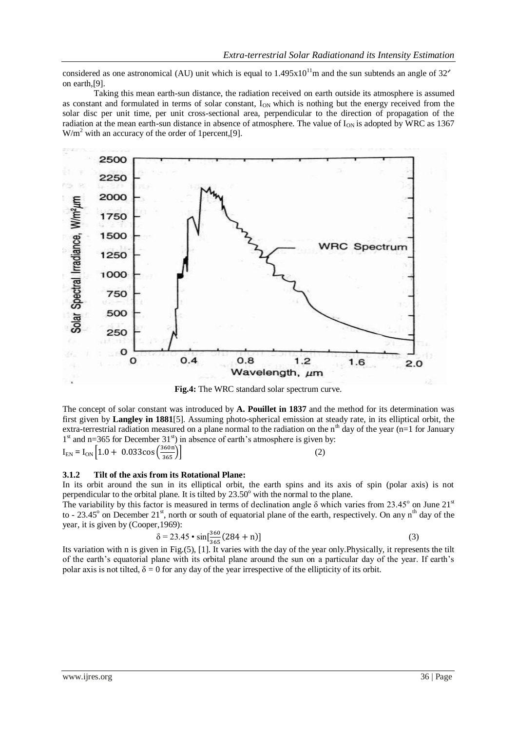considered as one astronomical (AU) unit which is equal to $1.495 \times 10^{11}$m and the sun subtends an angle of 32′ on earth,[9].

Taking this mean earth-sun distance, the radiation received on earth outside its atmosphere is assumed as constant and formulated in terms of solar constant, $I_{ON}$ which is nothing but the energy received from the solar disc per unit time, per unit cross-sectional area, perpendicular to the direction of propagation of the radiation at the mean earth-sun distance in absence of atmosphere. The value of $I_{ON}$ is adopted by WRC as 1367 $W/m^2$ with an accuracy of the order of 1percent,[9].

**Fig.4:** The WRC standard solar spectrum curve.

The concept of solar constant was introduced by **A. Pouillet in 1837** and the method for its determination was first given by **Langley in 1881**[5]. Assuming photo-spherical emission at steady rate, in its elliptical orbit, the extra-terrestrial radiation measured on a plane normal to the radiation on the $n^{th}$ day of the year (n=1 for January $1^{st}$ and n=365 for December $31^{st}$) in absence of earth's atmosphere is given by:

$$I_{EN} = I_{ON}\left[1.0 + 0.033\cos\left(\frac{360n}{365}\right)\right] \quad (2)$$

### 3.1.2 Tilt of the axis from its Rotational Plane:

In its orbit around the sun in its elliptical orbit, the earth spins and its axis of spin (polar axis) is not perpendicular to the orbital plane. It is tilted by $23.50^{o}$ with the normal to the plane.

The variability by this factor is measured in terms of declination angle $\delta$ which varies from $23.45^{o}$ on June $21^{st}$ to - $23.45^{o}$ on December $21^{st}$, north or south of equatorial plane of the earth, respectively. On any $n^{th}$ day of the year, it is given by (Cooper,1969):

$$\delta = 23.45 \cdot \sin\left[\frac{360}{365}(284 + n)\right] \quad (3)$$

Its variation with n is given in Fig.(5), [1]. It varies with the day of the year only.Physically, it represents the tilt of the earth's equatorial plane with its orbital plane around the sun on a particular day of the year. If earth's polar axis is not tilted, $\delta = 0$ for any day of the year irrespective of the ellipticity of its orbit.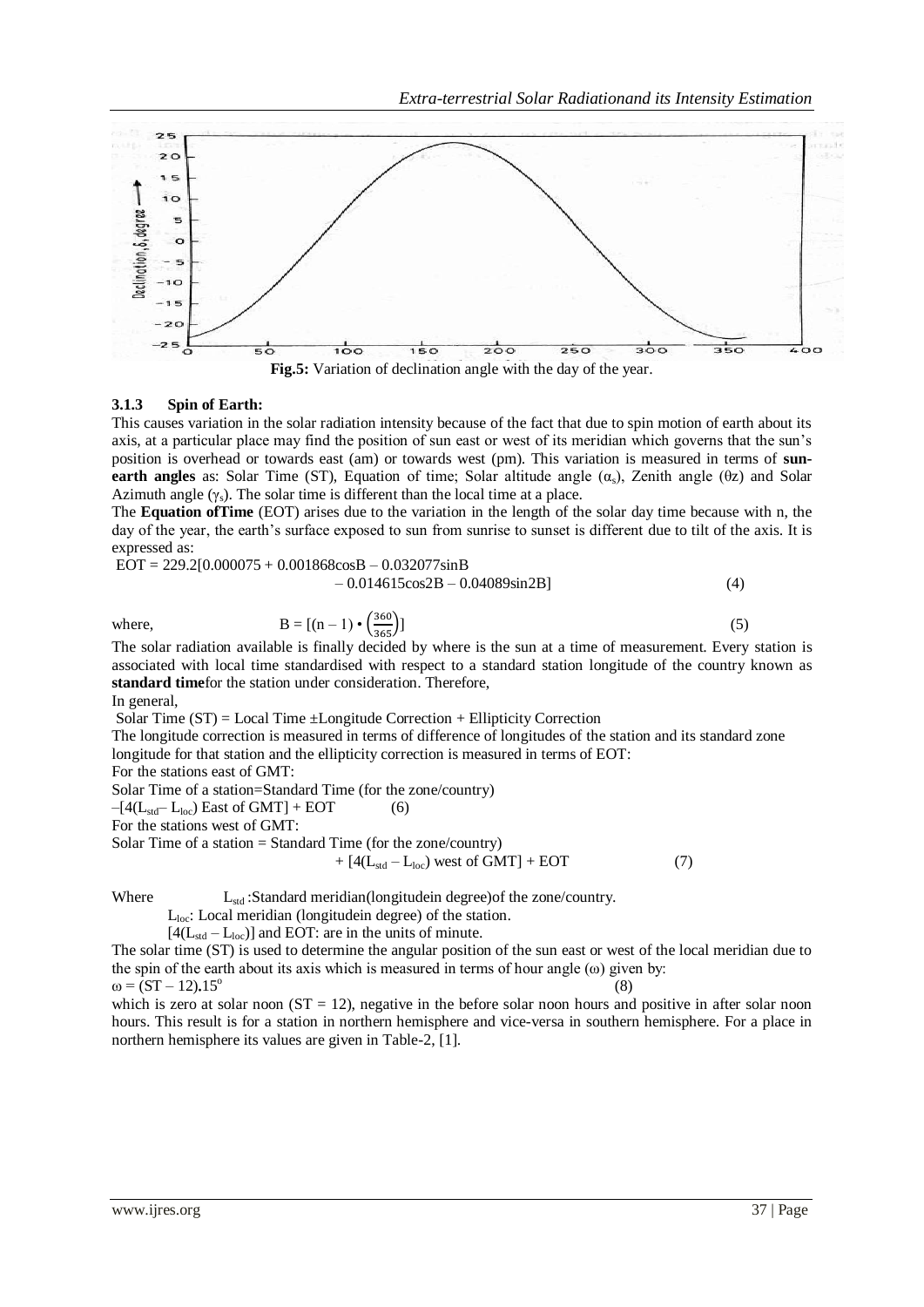**Fig.5:** Variation of declination angle with the day of the year.

### 3.1.3 Spin of Earth:

This causes variation in the solar radiation intensity because of the fact that due to spin motion of earth about its axis, at a particular place may find the position of sun east or west of its meridian which governs that the sun's position is overhead or towards east (am) or towards west (pm). This variation is measured in terms of **sun-earth angles** as: Solar Time (ST), Equation of time; Solar altitude angle ($\alpha_s$), Zenith angle ($\theta z$) and Solar Azimuth angle ($\gamma_s$). The solar time is different than the local time at a place.

The **Equation ofTime** (EOT) arises due to the variation in the length of the solar day time because with n, the day of the year, the earth's surface exposed to sun from sunrise to sunset is different due to tilt of the axis. It is expressed as:

$$EOT = 229.2[0.000075 + 0.001868\cos B - 0.032077\sin B - 0.014615\cos 2B - 0.04089\sin 2B] \quad (4)$$

where,

$$B = \left[(n-1) \cdot \left(\frac{360}{365}\right)\right] \quad (5)$$

The solar radiation available is finally decided by where is the sun at a time of measurement. Every station is associated with local time standardised with respect to a standard station longitude of the country known as **standard time**for the station under consideration. Therefore,

In general,

Solar Time (ST) = Local Time ±Longitude Correction + Ellipticity Correction

The longitude correction is measured in terms of difference of longitudes of the station and its standard zone longitude for that station and the ellipticity correction is measured in terms of EOT:

For the stations east of GMT:

$$\text{Solar Time of a station} = \text{Standard Time (for the zone/country)} - [4(L_{std} - L_{loc}) \text{ East of GMT}] + EOT \quad (6)$$

For the stations west of GMT:

$$\text{Solar Time of a station} = \text{Standard Time (for the zone/country)} + [4(L_{std} - L_{loc}) \text{ west of GMT}] + EOT \quad (7)$$

Where $L_{std}$ :Standard meridian(longitudein degree)of the zone/country.

$L_{loc}$: Local meridian (longitudein degree) of the station.

$[4(L_{std} - L_{loc})]$ and EOT: are in the units of minute.

The solar time (ST) is used to determine the angular position of the sun east or west of the local meridian due to the spin of the earth about its axis which is measured in terms of hour angle ($\omega$) given by:

$$\omega = (ST - 12).15^{o} \quad (8)$$

which is zero at solar noon (ST = 12), negative in the before solar noon hours and positive in after solar noon hours. This result is for a station in northern hemisphere and vice-versa in southern hemisphere. For a place in northern hemisphere its values are given in Table-2, [1].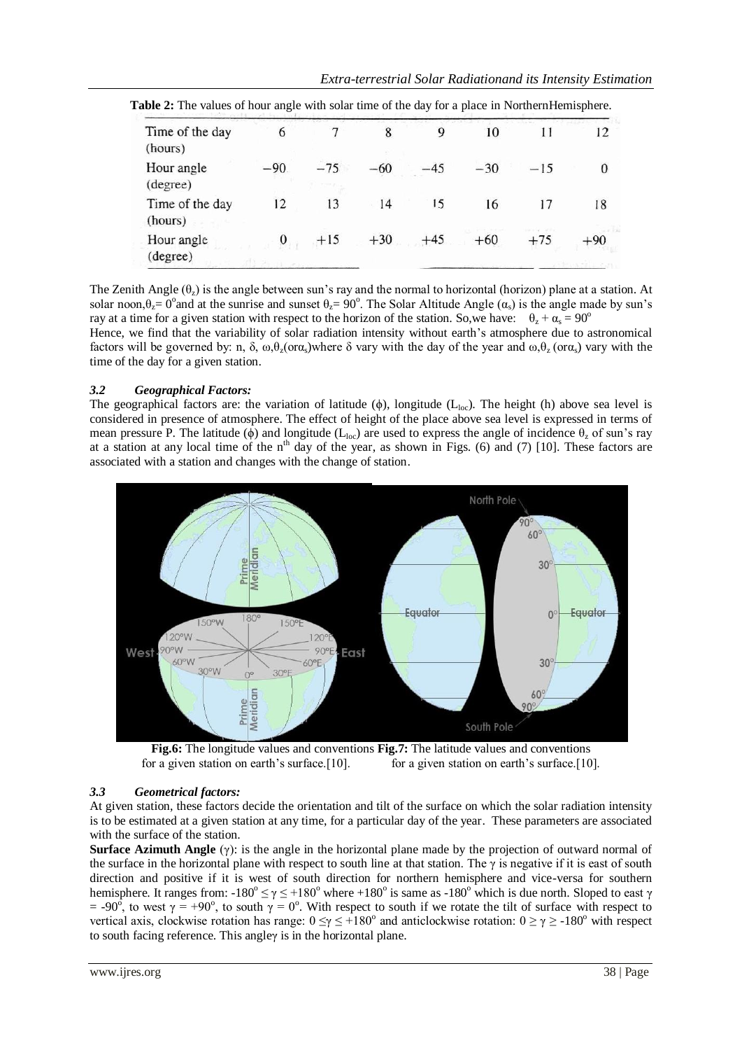**Table 2:** The values of hour angle with solar time of the day for a place in NorthernHemisphere.

| Time of the day (hours) | 6 | 7 | 8 | 9 | 10 | 11 | 12 |
|---|---|---|---|---|---|---|---|
| Hour angle (degree) | −90 | −75 | −60 | −45 | −30 | −15 | 0 |
| Time of the day (hours) | 12 | 13 | 14 | 15 | 16 | 17 | 18 |
| Hour angle (degree) | 0 | +15 | +30 | +45 | +60 | +75 | +90 |

The Zenith Angle ($\theta_z$) is the angle between sun's ray and the normal to horizontal (horizon) plane at a station. At solar noon,$\theta_z = 0^o$and at the sunrise and sunset $\theta_z = 90^o$. The Solar Altitude Angle ($\alpha_s$) is the angle made by sun's ray at a time for a given station with respect to the horizon of the station. So,we have: $\theta_z + \alpha_s = 90^o$

Hence, we find that the variability of solar radiation intensity without earth's atmosphere due to astronomical factors will be governed by: n, δ, ω,$\theta_z$(or$\alpha_s$)where δ vary with the day of the year and ω,$\theta_z$ (or$\alpha_s$) vary with the time of the day for a given station.

### *3.2 Geographical Factors:*

The geographical factors are: the variation of latitude (ϕ), longitude ($L_{loc}$). The height (h) above sea level is considered in presence of atmosphere. The effect of height of the place above sea level is expressed in terms of mean pressure P. The latitude (ϕ) and longitude ($L_{loc}$) are used to express the angle of incidence $\theta_z$ of sun's ray at a station at any local time of the $n^{th}$ day of the year, as shown in Figs. (6) and (7) [10]. These factors are associated with a station and changes with the change of station.

**Fig.6:** The longitude values and conventions for a given station on earth's surface.[10]. **Fig.7:** The latitude values and conventions for a given station on earth's surface.[10].

### *3.3 Geometrical factors:*

At given station, these factors decide the orientation and tilt of the surface on which the solar radiation intensity is to be estimated at a given station at any time, for a particular day of the year. These parameters are associated with the surface of the station.

**Surface Azimuth Angle** (γ): is the angle in the horizontal plane made by the projection of outward normal of the surface in the horizontal plane with respect to south line at that station. The γ is negative if it is east of south direction and positive if it is west of south direction for northern hemisphere and vice-versa for southern hemisphere. It ranges from: $-180^o \leq \gamma \leq +180^o$ where $+180^o$ is same as $-180^o$ which is due north. Sloped to east $\gamma = -90^o$, to west $\gamma = +90^o$, to south $\gamma = 0^o$. With respect to south if we rotate the tilt of surface with respect to vertical axis, clockwise rotation has range: $0 \leq \gamma \leq +180^o$ and anticlockwise rotation: $0 \geq \gamma \geq -180^o$ with respect to south facing reference. This angleγ is in the horizontal plane.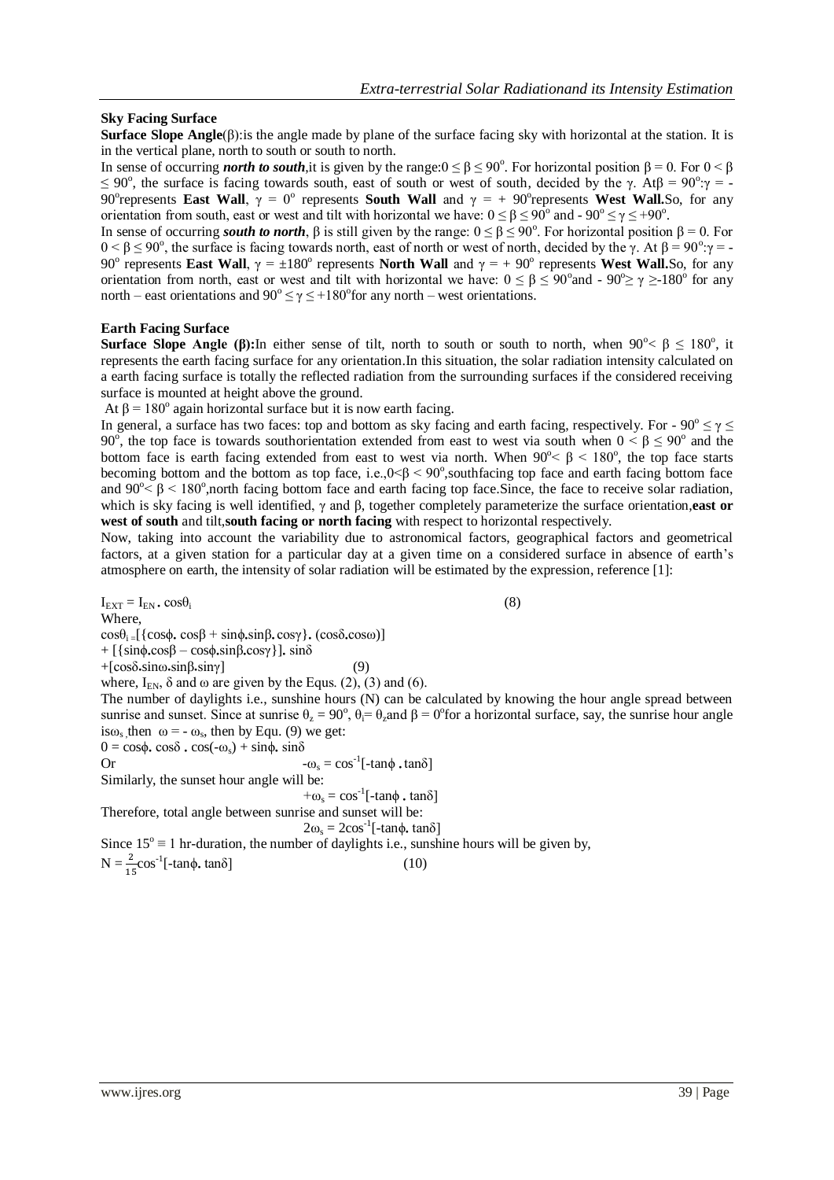**Sky Facing Surface**

**Surface Slope Angle**($\beta$):is the angle made by plane of the surface facing sky with horizontal at the station. It is in the vertical plane, north to south or south to north.

In sense of occurring ***north to south***,it is given by the range:$0 \leq \beta \leq 90^o$. For horizontal position $\beta = 0$. For $0 < \beta \leq 90^o$, the surface is facing towards south, east of south or west of south, decided by the $\gamma$. At$\beta = 90^o$:$\gamma = -90^o$represents **East Wall**, $\gamma = 0^o$ represents **South Wall** and $\gamma = +90^o$represents **West Wall.**So, for any orientation from south, east or west and tilt with horizontal we have: $0 \leq \beta \leq 90^o$ and $-90^o \leq \gamma \leq +90^o$.

In sense of occurring ***south to north***, $\beta$ is still given by the range: $0 \leq \beta \leq 90^o$. For horizontal position $\beta = 0$. For $0 < \beta \leq 90^o$, the surface is facing towards north, east of north or west of north, decided by the $\gamma$. At $\beta = 90^o$:$\gamma = -90^o$ represents **East Wall**, $\gamma = \pm 180^o$ represents **North Wall** and $\gamma = +90^o$ represents **West Wall.**So, for any orientation from north, east or west and tilt with horizontal we have: $0 \leq \beta \leq 90^o$and $-90^o \geq \gamma \geq -180^o$ for any north – east orientations and $90^o \leq \gamma \leq +180^o$for any north – west orientations.

**Earth Facing Surface**

**Surface Slope Angle ($\beta$):**In either sense of tilt, north to south or south to north, when $90^o < \beta \leq 180^o$, it represents the earth facing surface for any orientation.In this situation, the solar radiation intensity calculated on a earth facing surface is totally the reflected radiation from the surrounding surfaces if the considered receiving surface is mounted at height above the ground.

At $\beta = 180^o$ again horizontal surface but it is now earth facing.

In general, a surface has two faces: top and bottom as sky facing and earth facing, respectively. For $-90^o \leq \gamma \leq 90^o$, the top face is towards southorientation extended from east to west via south when $0 < \beta \leq 90^o$ and the bottom face is earth facing extended from east to west via north. When $90^o < \beta < 180^o$, the top face starts becoming bottom and the bottom as top face, i.e.,$0<\beta < 90^o$,southfacing top face and earth facing bottom face and $90^o < \beta < 180^o$,north facing bottom face and earth facing top face.Since, the face to receive solar radiation, which is sky facing is well identified, $\gamma$ and $\beta$, together completely parameterize the surface orientation,**east or west of south** and tilt,**south facing or north facing** with respect to horizontal respectively.

Now, taking into account the variability due to astronomical factors, geographical factors and geometrical factors, at a given station for a particular day at a given time on a considered surface in absence of earth's atmosphere on earth, the intensity of solar radiation will be estimated by the expression, reference [1]:

$$I_{EXT} = I_{EN} \cdot \cos\theta_i \tag{8}$$

Where,

$$\cos\theta_i = [\{\cos\phi \cdot \cos\beta + \sin\phi \cdot \sin\beta \cdot \cos\gamma\} \cdot (\cos\delta \cdot \cos\omega)] + [\{\sin\phi \cdot \cos\beta - \cos\phi \cdot \sin\beta \cdot \cos\gamma\}] \cdot \sin\delta + [\cos\delta \cdot \sin\omega \cdot \sin\beta \cdot \sin\gamma] \tag{9}$$

where, $I_{EN}$, $\delta$ and $\omega$ are given by the Equs. (2), (3) and (6).

The number of daylights i.e., sunshine hours (N) can be calculated by knowing the hour angle spread between sunrise and sunset. Since at sunrise $\theta_z = 90^o$, $\theta_i = \theta_z$and $\beta = 0^o$for a horizontal surface, say, the sunrise hour angle is$\omega_s$ ,then $\omega = -\omega_s$, then by Equ. (9) we get:

$$0 = \cos\phi \cdot \cos\delta \cdot \cos(-\omega_s) + \sin\phi \cdot \sin\delta$$

Or

$$-\omega_s = \cos^{-1}[-\tan\phi \cdot \tan\delta]$$

Similarly, the sunset hour angle will be:

$$+\omega_s = \cos^{-1}[-\tan\phi \cdot \tan\delta]$$

Therefore, total angle between sunrise and sunset will be:

$$2\omega_s = 2\cos^{-1}[-\tan\phi \cdot \tan\delta]$$

Since $15^o \equiv 1$ hr-duration, the number of daylights i.e., sunshine hours will be given by,

$$N = \frac{2}{15}\cos^{-1}[-\tan\phi \cdot \tan\delta] \tag{10}$$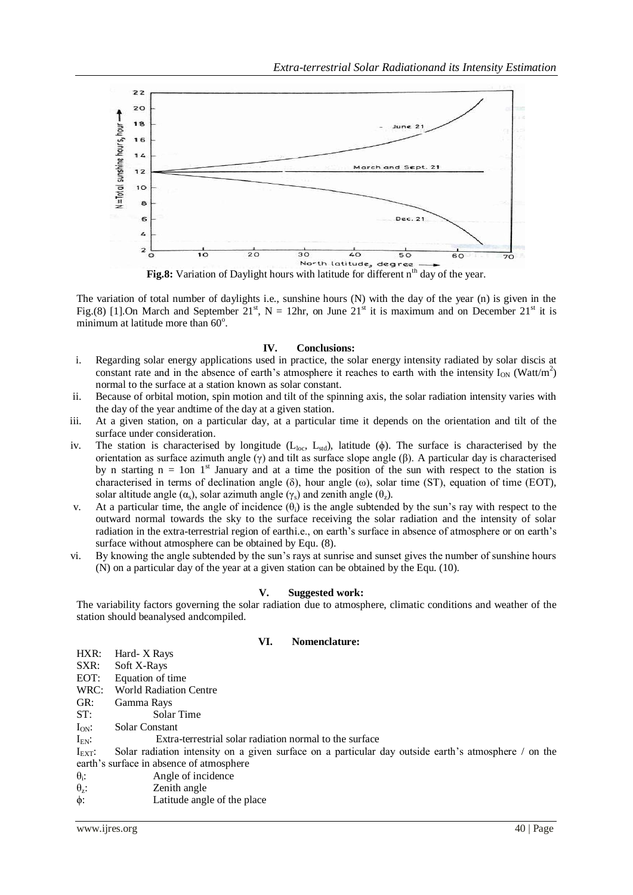**Fig.8:** Variation of Daylight hours with latitude for different $n^{th}$ day of the year.

The variation of total number of daylights i.e., sunshine hours (N) with the day of the year (n) is given in the Fig.(8) [1].On March and September $21^{st}$, N = 12hr, on June $21^{st}$ it is maximum and on December $21^{st}$ it is minimum at latitude more than $60^o$.

## IV. Conclusions:

i. Regarding solar energy applications used in practice, the solar energy intensity radiated by solar discis at constant rate and in the absence of earth's atmosphere it reaches to earth with the intensity $I_{ON}$ (Watt/$m^2$) normal to the surface at a station known as solar constant.

ii. Because of orbital motion, spin motion and tilt of the spinning axis, the solar radiation intensity varies with the day of the year andtime of the day at a given station.

iii. At a given station, on a particular day, at a particular time it depends on the orientation and tilt of the surface under consideration.

iv. The station is characterised by longitude ($L_{loc}$, $L_{std}$), latitude ($\phi$). The surface is characterised by the orientation as surface azimuth angle ($\gamma$) and tilt as surface slope angle ($\beta$). A particular day is characterised by n starting n = 1on $1^{st}$ January and at a time the position of the sun with respect to the station is characterised in terms of declination angle ($\delta$), hour angle ($\omega$), solar time (ST), equation of time (EOT), solar altitude angle ($\alpha_s$), solar azimuth angle ($\gamma_s$) and zenith angle ($\theta_z$).

v. At a particular time, the angle of incidence ($\theta_i$) is the angle subtended by the sun's ray with respect to the outward normal towards the sky to the surface receiving the solar radiation and the intensity of solar radiation in the extra-terrestrial region of earthi.e., on earth's surface in absence of atmosphere or on earth's surface without atmosphere can be obtained by Equ. (8).

vi. By knowing the angle subtended by the sun's rays at sunrise and sunset gives the number of sunshine hours (N) on a particular day of the year at a given station can be obtained by the Equ. (10).

## V. Suggested work:

The variability factors governing the solar radiation due to atmosphere, climatic conditions and weather of the station should beanalysed andcompiled.

## VI. Nomenclature:

HXR: Hard- X Rays
SXR: Soft X-Rays
EOT: Equation of time
WRC: World Radiation Centre
GR: Gamma Rays
ST: Solar Time
$I_{ON}$: Solar Constant
$I_{EN}$: Extra-terrestrial solar radiation normal to the surface
$I_{EXT}$: Solar radiation intensity on a given surface on a particular day outside earth's atmosphere / on the earth's surface in absence of atmosphere
$\theta_i$: Angle of incidence
$\theta_z$: Zenith angle
$\phi$: Latitude angle of the place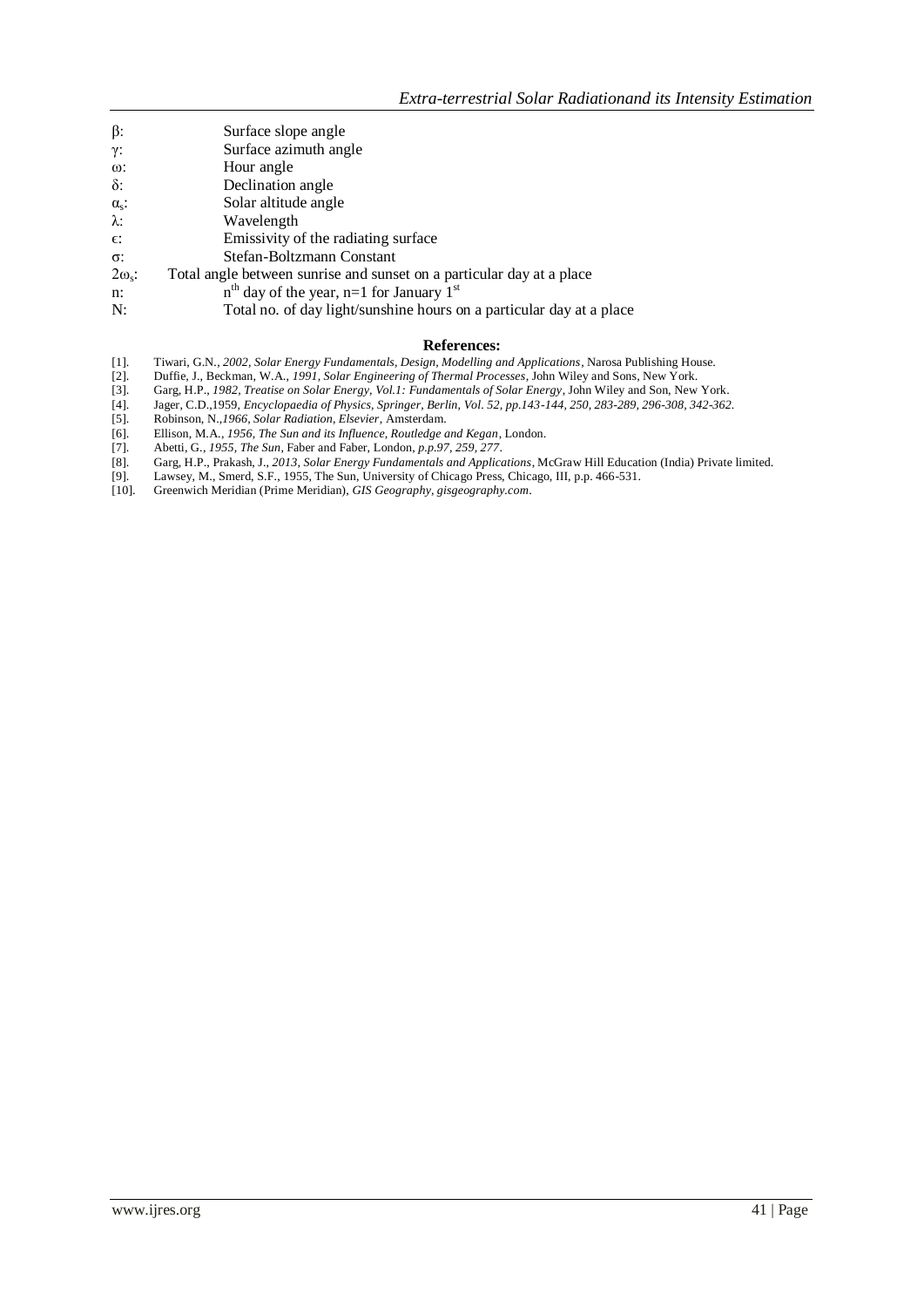$\beta$: Surface slope angle
$\gamma$: Surface azimuth angle
$\omega$: Hour angle
$\delta$: Declination angle
$\alpha_s$: Solar altitude angle
$\lambda$: Wavelength
$\epsilon$: Emissivity of the radiating surface
$\sigma$: Stefan-Boltzmann Constant
$2\omega_s$: Total angle between sunrise and sunset on a particular day at a place
n: $n^{th}$ day of the year, n=1 for January $1^{st}$
N: Total no. of day light/sunshine hours on a particular day at a place

## References:

[1]. Tiwari, G.N., *2002, Solar Energy Fundamentals, Design, Modelling and Applications*, Narosa Publishing House.
[2]. Duffie, J., Beckman, W.A., *1991, Solar Engineering of Thermal Processes*, John Wiley and Sons, New York.
[3]. Garg, H.P., *1982, Treatise on Solar Energy, Vol.1: Fundamentals of Solar Energy*, John Wiley and Son, New York.
[4]. Jager, C.D.,1959, *Encyclopaedia of Physics, Springer, Berlin, Vol. 52, pp.143-144, 250, 283-289, 296-308, 342-362.*
[5]. Robinson, N.,*1966, Solar Radiation, Elsevier*, Amsterdam.
[6]. Ellison, M.A., *1956, The Sun and its Influence, Routledge and Kegan*, London.
[7]. Abetti, G., *1955, The Sun*, Faber and Faber, London, *p.p.97, 259, 277*.
[8]. Garg, H.P., Prakash, J., *2013, Solar Energy Fundamentals and Applications*, McGraw Hill Education (India) Private limited.
[9]. Lawsey, M., Smerd, S.F., 1955, The Sun, University of Chicago Press, Chicago, III, p.p. 466-531.
[10]. Greenwich Meridian (Prime Meridian), *GIS Geography, gisgeography.com*.